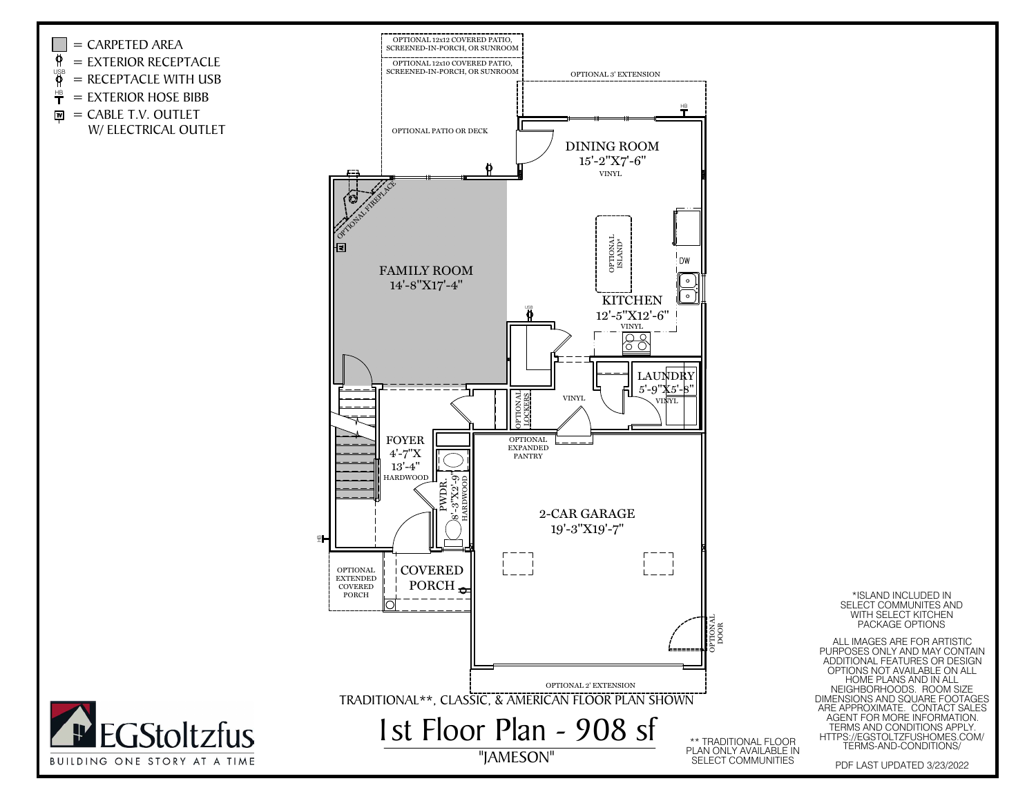# 1st Floor Plan - 908 sf

## "JAMESON"

TRADITIONAL**, CLASSIC, & AMERICAN FLOOR PLAN SHOWN

**Legend:**

- = CARPETED AREA
- = EXTERIOR RECEPTACLE
- = RECEPTACLE WITH USB
- = EXTERIOR HOSE BIBB
- = CABLE T.V. OUTLET W/ ELECTRICAL OUTLET

**Rooms:**

- DINING ROOM 15'-2"X7'-6" VINYL
- FAMILY ROOM 14'-8"X17'-4"
- KITCHEN 12'-5"X12'-6" VINYL
- LAUNDRY 5'-9"X5'-8" VINYL
- FOYER 4'-7"X 13'-4" HARDWOOD
- PWDR. 8'-3"X2'-9" HARDWOOD
- 2-CAR GARAGE 19'-3"X19'-7"
- COVERED PORCH

**Options and labels:**

- OPTIONAL 12x12 COVERED PATIO, SCREENED-IN-PORCH, OR SUNROOM
- OPTIONAL 12x10 COVERED PATIO, SCREENED-IN-PORCH, OR SUNROOM
- OPTIONAL 3' EXTENSION
- OPTIONAL PATIO OR DECK
- OPTIONAL FIREPLACE
- OPTIONAL ISLAND*
- DW
- VINYL
- OPTIONAL LOCKERS
- OPTIONAL EXPANDED PANTRY
- OPTIONAL EXTENDED COVERED PORCH
- OPTIONAL DOOR
- OPTIONAL 2' EXTENSION

*ISLAND INCLUDED IN SELECT COMMUNITES AND WITH SELECT KITCHEN PACKAGE OPTIONS

ALL IMAGES ARE FOR ARTISTIC PURPOSES ONLY AND MAY CONTAIN ADDITIONAL FEATURES OR DESIGN OPTIONS NOT AVAILABLE ON ALL HOME PLANS AND IN ALL NEIGHBORHOODS. ROOM SIZE DIMENSIONS AND SQUARE FOOTAGES ARE APPROXIMATE. CONTACT SALES AGENT FOR MORE INFORMATION. TERMS AND CONDITIONS APPLY. HTTPS://EGSTOLTZFUSHOMES.COM/TERMS-AND-CONDITIONS/

** TRADITIONAL FLOOR PLAN ONLY AVAILABLE IN SELECT COMMUNITIES

EGStoltzfus — BUILDING ONE STORY AT A TIME

PDF LAST UPDATED 3/23/2022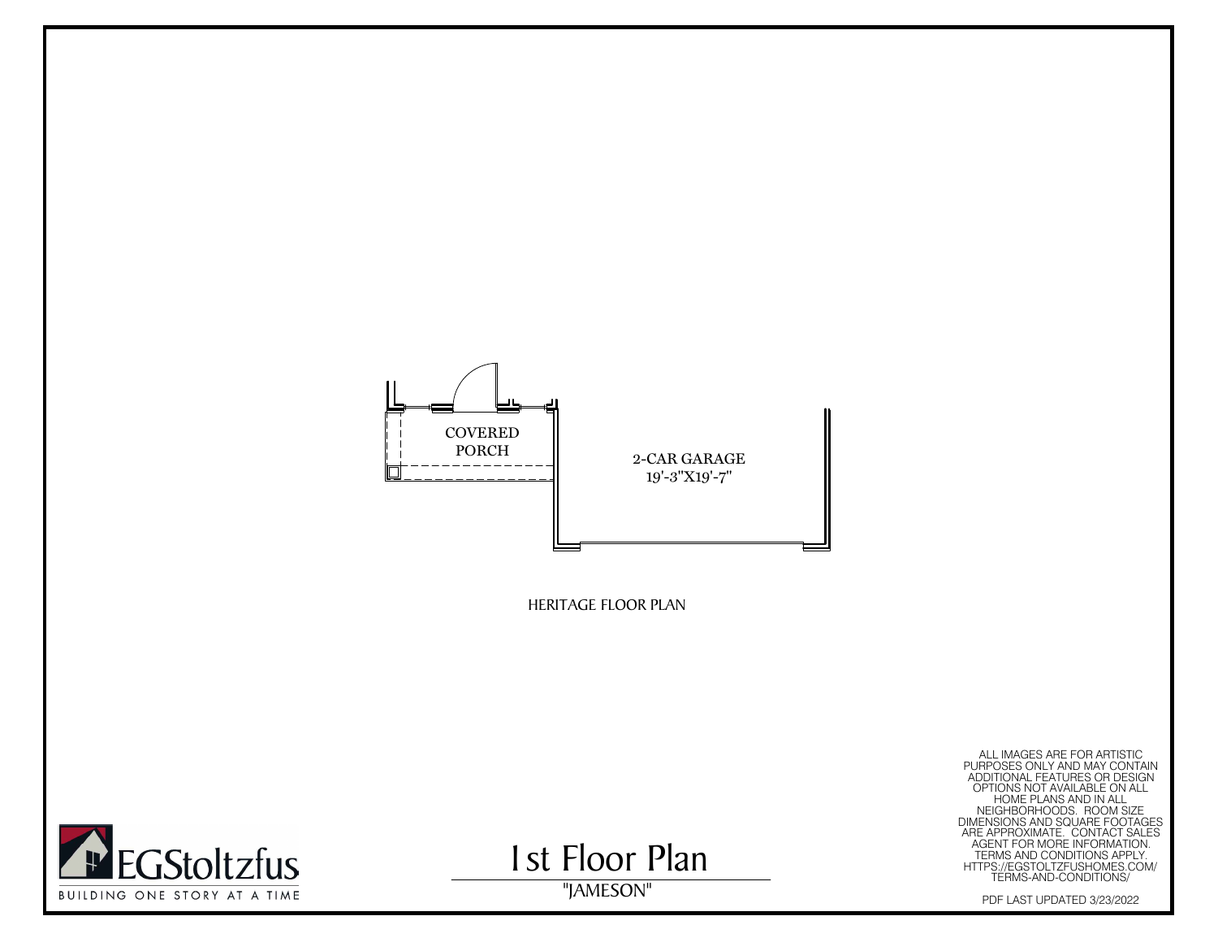COVERED PORCH

2-CAR GARAGE
19'-3"X19'-7"

HERITAGE FLOOR PLAN

ALL IMAGES ARE FOR ARTISTIC PURPOSES ONLY AND MAY CONTAIN ADDITIONAL FEATURES OR DESIGN OPTIONS NOT AVAILABLE ON ALL HOME PLANS AND IN ALL NEIGHBORHOODS. ROOM SIZE DIMENSIONS AND SQUARE FOOTAGES ARE APPROXIMATE. CONTACT SALES AGENT FOR MORE INFORMATION. TERMS AND CONDITIONS APPLY. HTTPS://EGSTOLTZFUSHOMES.COM/TERMS-AND-CONDITIONS/

EGStoltzfus

BUILDING ONE STORY AT A TIME

# 1st Floor Plan

"JAMESON"

PDF LAST UPDATED 3/23/2022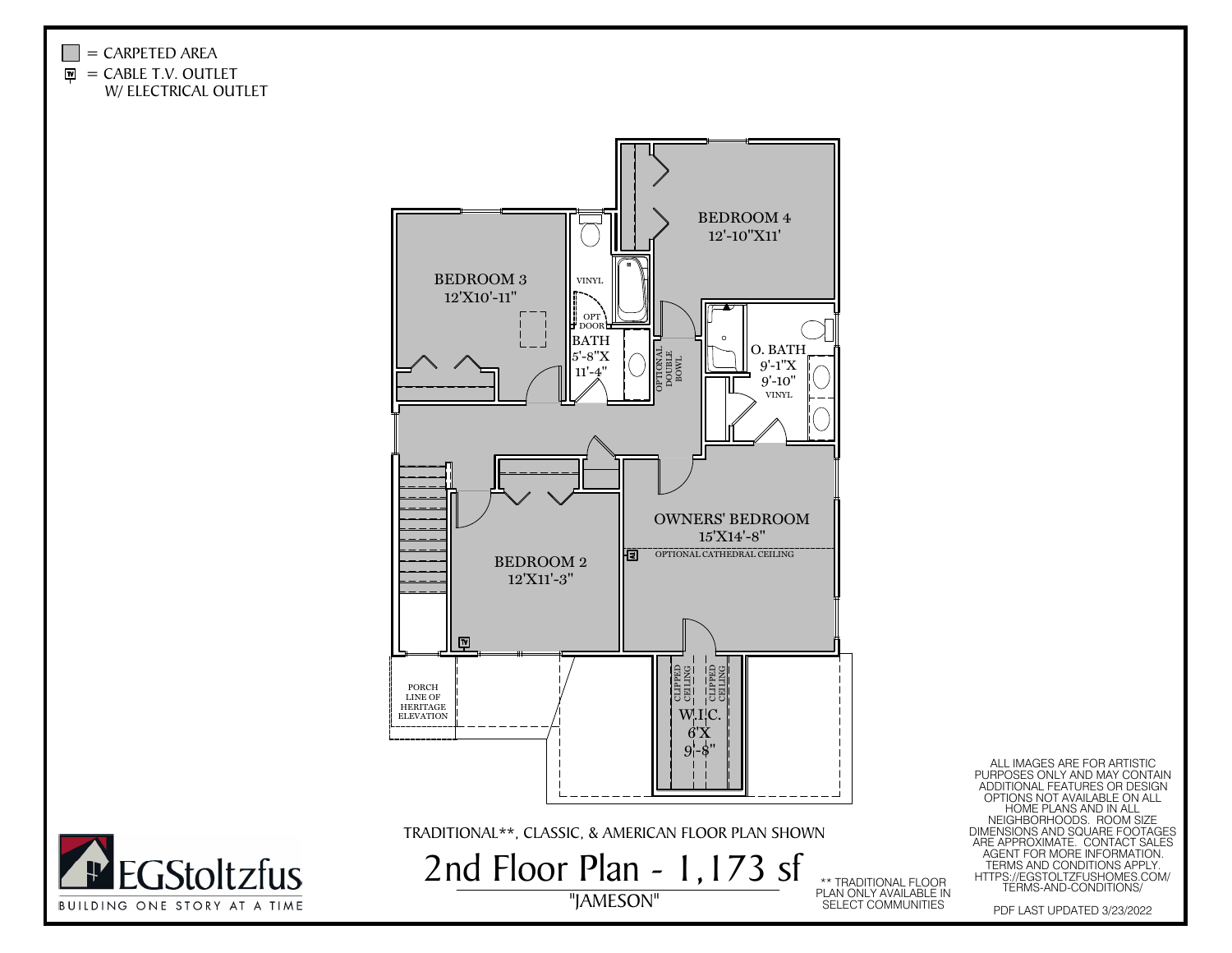= CARPETED AREA

= CABLE T.V. OUTLET W/ ELECTRICAL OUTLET

BEDROOM 4
12'-10"X11'

BEDROOM 3
12'X10'-11"

VINYL

OPT DOOR

BATH
5'-8"X
11'-4"

OPTIONAL DOUBLE BOWL

O. BATH
9'-1"X
9'-10"
VINYL

OWNERS' BEDROOM
15'X14'-8"

OPTIONAL CATHEDRAL CEILING

BEDROOM 2
12'X11'-3"

PORCH LINE OF HERITAGE ELEVATION

CLIPPED CEILING

CLIPPED CEILING

W.I.C.
6'X
9'-8"

TRADITIONAL**, CLASSIC, & AMERICAN FLOOR PLAN SHOWN

# 2nd Floor Plan - 1,173 sf

"JAMESON"

** TRADITIONAL FLOOR PLAN ONLY AVAILABLE IN SELECT COMMUNITIES

ALL IMAGES ARE FOR ARTISTIC PURPOSES ONLY AND MAY CONTAIN ADDITIONAL FEATURES OR DESIGN OPTIONS NOT AVAILABLE ON ALL HOME PLANS AND IN ALL NEIGHBORHOODS. ROOM SIZE DIMENSIONS AND SQUARE FOOTAGES ARE APPROXIMATE. CONTACT SALES AGENT FOR MORE INFORMATION. TERMS AND CONDITIONS APPLY. HTTPS://EGSTOLTZFUSHOMES.COM/TERMS-AND-CONDITIONS/

PDF LAST UPDATED 3/23/2022

EGStoltzfus
BUILDING ONE STORY AT A TIME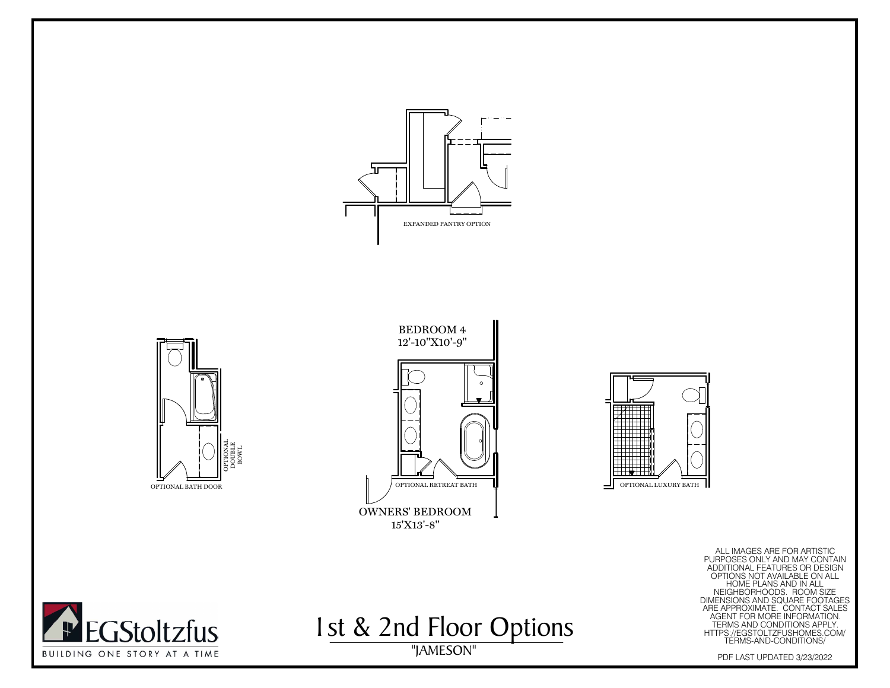EXPANDED PANTRY OPTION

BEDROOM 4
12'-10"X10'-9"

OPTIONAL BATH DOOR

OPTIONAL DOUBLE BOWL

OPTIONAL RETREAT BATH

OWNERS' BEDROOM
15'X13'-8"

OPTIONAL LUXURY BATH

ALL IMAGES ARE FOR ARTISTIC PURPOSES ONLY AND MAY CONTAIN ADDITIONAL FEATURES OR DESIGN OPTIONS NOT AVAILABLE ON ALL HOME PLANS AND IN ALL NEIGHBORHOODS. ROOM SIZE DIMENSIONS AND SQUARE FOOTAGES ARE APPROXIMATE. CONTACT SALES AGENT FOR MORE INFORMATION. TERMS AND CONDITIONS APPLY. HTTPS://EGSTOLTZFUSHOMES.COM/TERMS-AND-CONDITIONS/

EGStoltzfus
BUILDING ONE STORY AT A TIME

# 1st & 2nd Floor Options

"JAMESON"

PDF LAST UPDATED 3/23/2022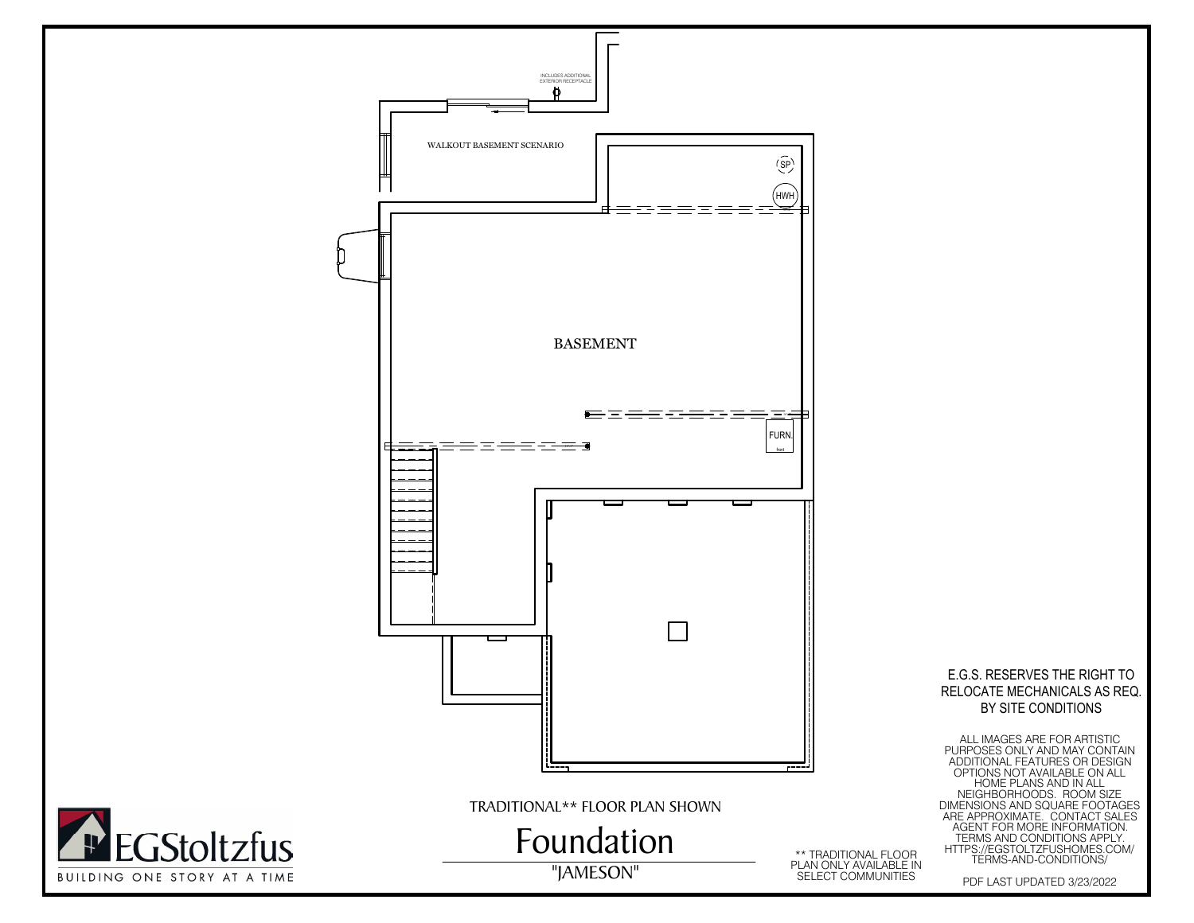INCLUDES ADDITIONAL EXTERIOR RECEPTACLE

WALKOUT BASEMENT SCENARIO

SP

HWH

BASEMENT

FURN.

E.G.S. RESERVES THE RIGHT TO RELOCATE MECHANICALS AS REQ. BY SITE CONDITIONS

ALL IMAGES ARE FOR ARTISTIC PURPOSES ONLY AND MAY CONTAIN ADDITIONAL FEATURES OR DESIGN OPTIONS NOT AVAILABLE ON ALL HOME PLANS AND IN ALL NEIGHBORHOODS. ROOM SIZE DIMENSIONS AND SQUARE FOOTAGES ARE APPROXIMATE. CONTACT SALES AGENT FOR MORE INFORMATION. TERMS AND CONDITIONS APPLY. HTTPS://EGSTOLTZFUSHOMES.COM/TERMS-AND-CONDITIONS/

TRADITIONAL** FLOOR PLAN SHOWN

# Foundation

"JAMESON"

** TRADITIONAL FLOOR PLAN ONLY AVAILABLE IN SELECT COMMUNITIES

EGStoltzfus

BUILDING ONE STORY AT A TIME

PDF LAST UPDATED 3/23/2022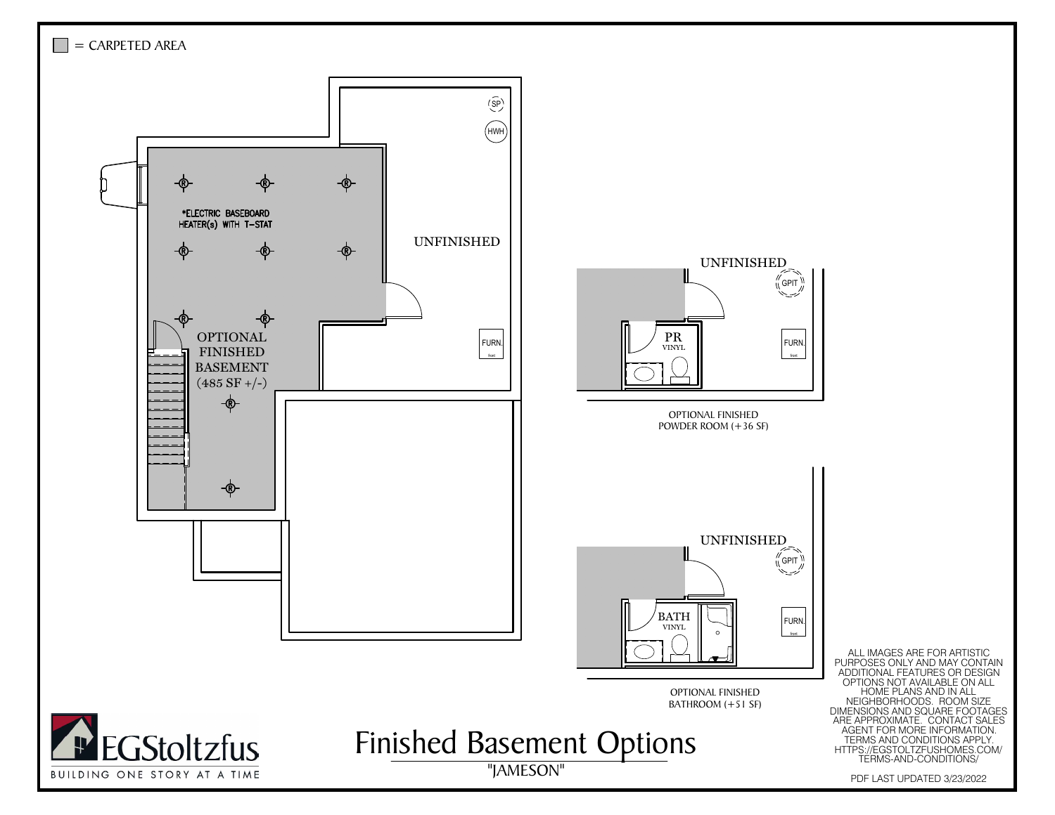# Finished Basement Options

"JAMESON"

= CARPETED AREA

*ELECTRIC BASEBOARD HEATER(s) WITH T-STAT

OPTIONAL FINISHED BASEMENT (485 SF +/-)

UNFINISHED

SP

HWH

FURN.

UNFINISHED

GPIT

PR VINYL

FURN.

OPTIONAL FINISHED POWDER ROOM (+36 SF)

UNFINISHED

GPIT

BATH VINYL

FURN.

OPTIONAL FINISHED BATHROOM (+51 SF)

ALL IMAGES ARE FOR ARTISTIC PURPOSES ONLY AND MAY CONTAIN ADDITIONAL FEATURES OR DESIGN OPTIONS NOT AVAILABLE ON ALL HOME PLANS AND IN ALL NEIGHBORHOODS. ROOM SIZE DIMENSIONS AND SQUARE FOOTAGES ARE APPROXIMATE. CONTACT SALES AGENT FOR MORE INFORMATION. TERMS AND CONDITIONS APPLY. HTTPS://EGSTOLTZFUSHOMES.COM/TERMS-AND-CONDITIONS/

PDF LAST UPDATED 3/23/2022

EGStoltzfus

BUILDING ONE STORY AT A TIME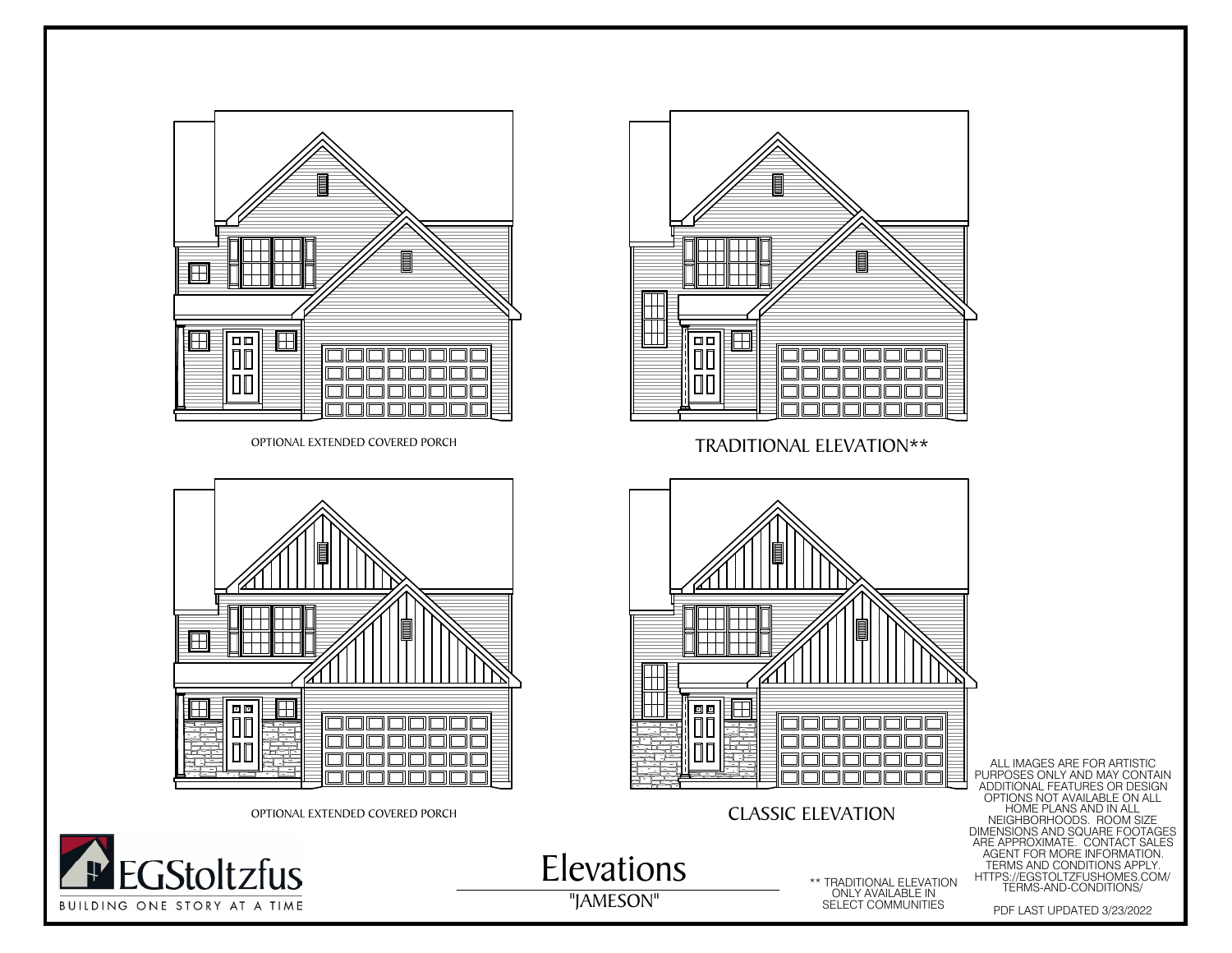OPTIONAL EXTENDED COVERED PORCH

TRADITIONAL ELEVATION**

OPTIONAL EXTENDED COVERED PORCH

CLASSIC ELEVATION

ALL IMAGES ARE FOR ARTISTIC PURPOSES ONLY AND MAY CONTAIN ADDITIONAL FEATURES OR DESIGN OPTIONS NOT AVAILABLE ON ALL HOME PLANS AND IN ALL NEIGHBORHOODS. ROOM SIZE DIMENSIONS AND SQUARE FOOTAGES ARE APPROXIMATE. CONTACT SALES AGENT FOR MORE INFORMATION. TERMS AND CONDITIONS APPLY. HTTPS://EGSTOLTZFUSHOMES.COM/TERMS-AND-CONDITIONS/

EGStoltzfus

BUILDING ONE STORY AT A TIME

# Elevations

"JAMESON"

** TRADITIONAL ELEVATION ONLY AVAILABLE IN SELECT COMMUNITIES

PDF LAST UPDATED 3/23/2022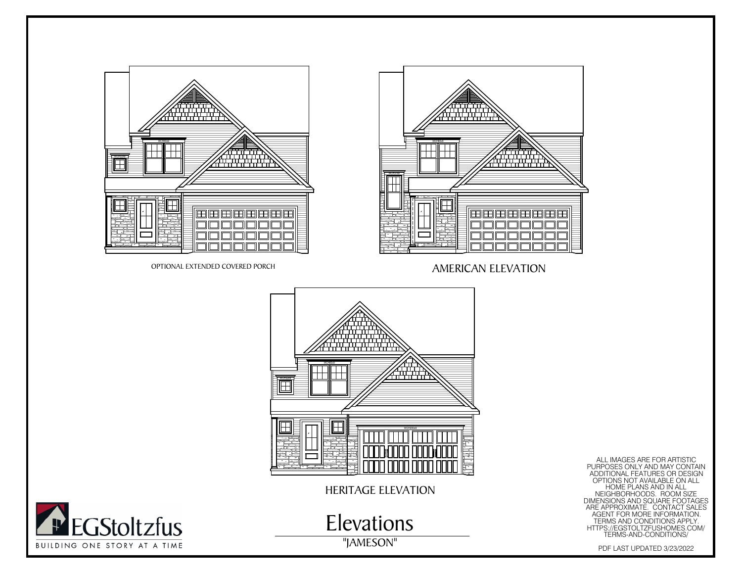OPTIONAL EXTENDED COVERED PORCH

AMERICAN ELEVATION

HERITAGE ELEVATION

# Elevations

"JAMESON"

ALL IMAGES ARE FOR ARTISTIC PURPOSES ONLY AND MAY CONTAIN ADDITIONAL FEATURES OR DESIGN OPTIONS NOT AVAILABLE ON ALL HOME PLANS AND IN ALL NEIGHBORHOODS. ROOM SIZE DIMENSIONS AND SQUARE FOOTAGES ARE APPROXIMATE. CONTACT SALES AGENT FOR MORE INFORMATION. TERMS AND CONDITIONS APPLY. HTTPS://EGSTOLTZFUSHOMES.COM/TERMS-AND-CONDITIONS/

PDF LAST UPDATED 3/23/2022

EGStoltzfus

BUILDING ONE STORY AT A TIME